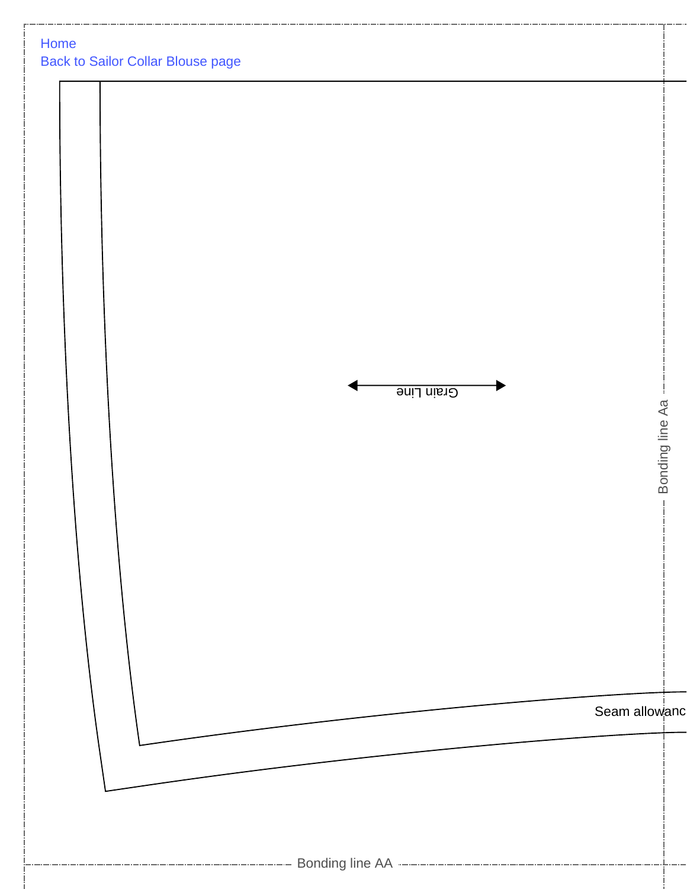Home

Back to Sailor Collar Blouse page

Grain Line

Bonding line Aa

Seam allowanc

Bonding line AA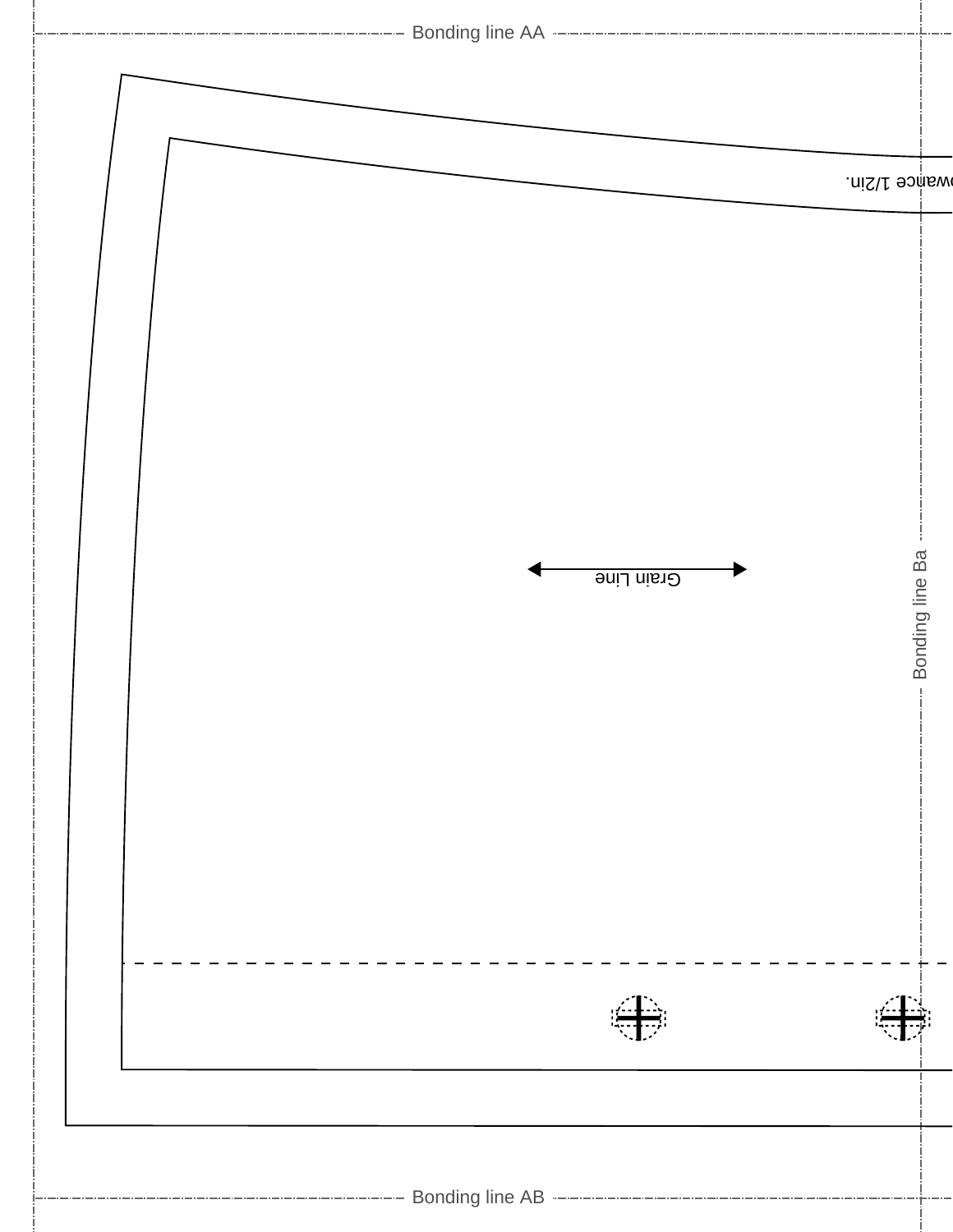Bonding line AA

owance 1/2in.

Grain Line

Bonding line Ba

Bonding line AB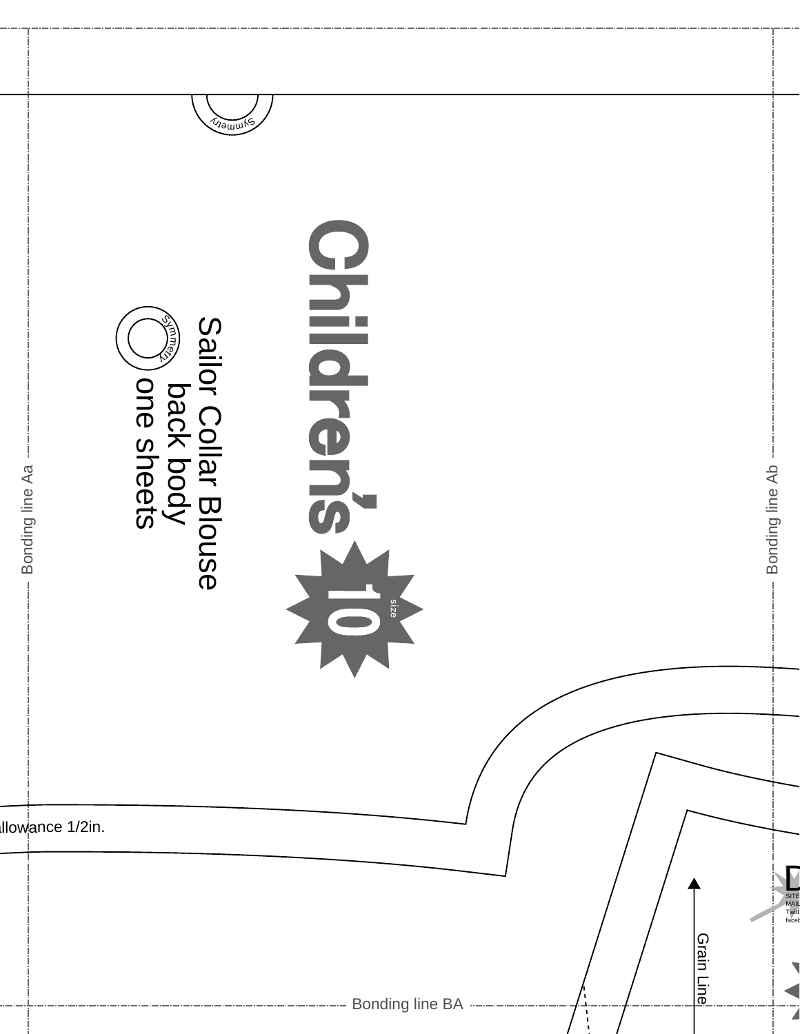Symmetry

# Children's

size 10

Sailor Collar Blouse
back body
one sheets

Symmetry

Bonding line Aa

Bonding line Ab

allowance 1/2in.

Grain Line

Bonding line BA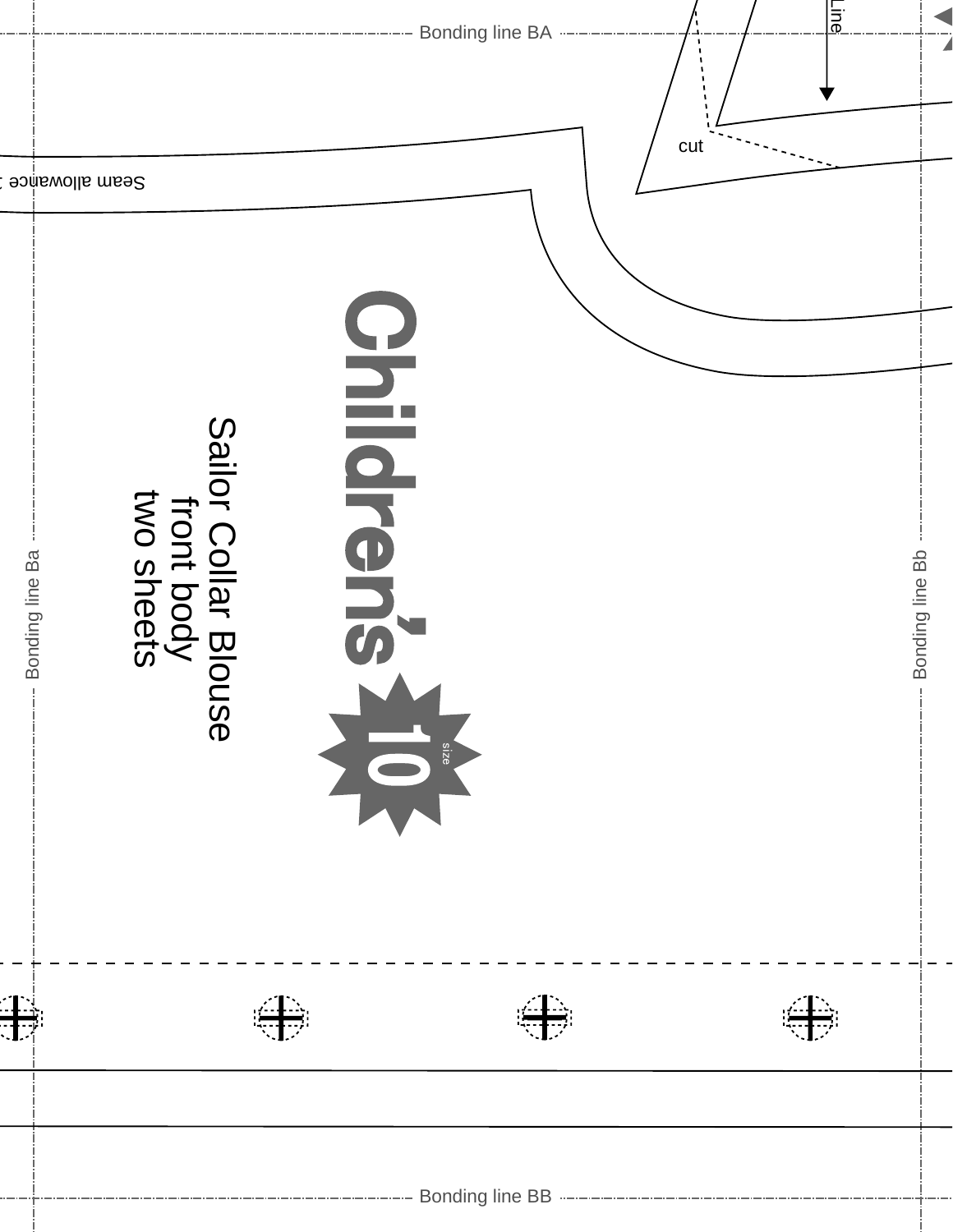Bonding line BA

Line

cut

Seam allowance

Children's

size 10

Sailor Collar Blouse
front body
two sheets

Bonding line Ba

Bonding line Bb

Bonding line BB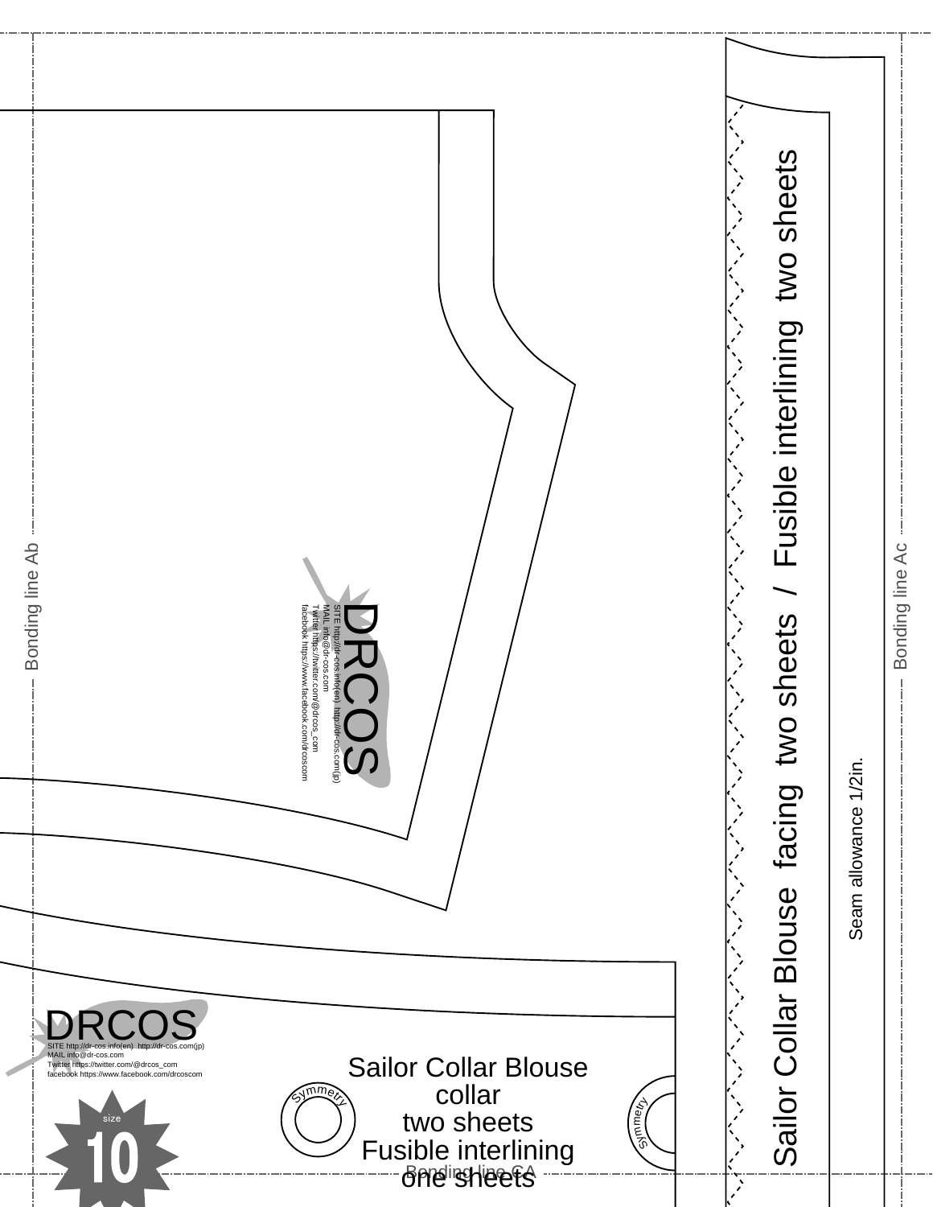Bonding line Ab

DRCOS

SITE http://dr-cos.info(en) http://dr-cos.com(jp)
MAIL info@dr-cos.com
Twitter https://twitter.com/@drcos_com
facebook https://www.facebook.com/drcoscom

Sailor Collar Blouse facing two sheets / Fusible interlining two sheets

Seam allowance 1/2in.

Bonding line Ac

DRCOS

SITE http://dr-cos.info(en) http://dr-cos.com(jp)
MAIL info@dr-cos.com
Twitter https://twitter.com/@drcos_com
facebook https://www.facebook.com/drcoscom

size 10

Symmetry

Sailor Collar Blouse
collar
two sheets
Fusible interlining
one sheets

Symmetry

Bonding line CA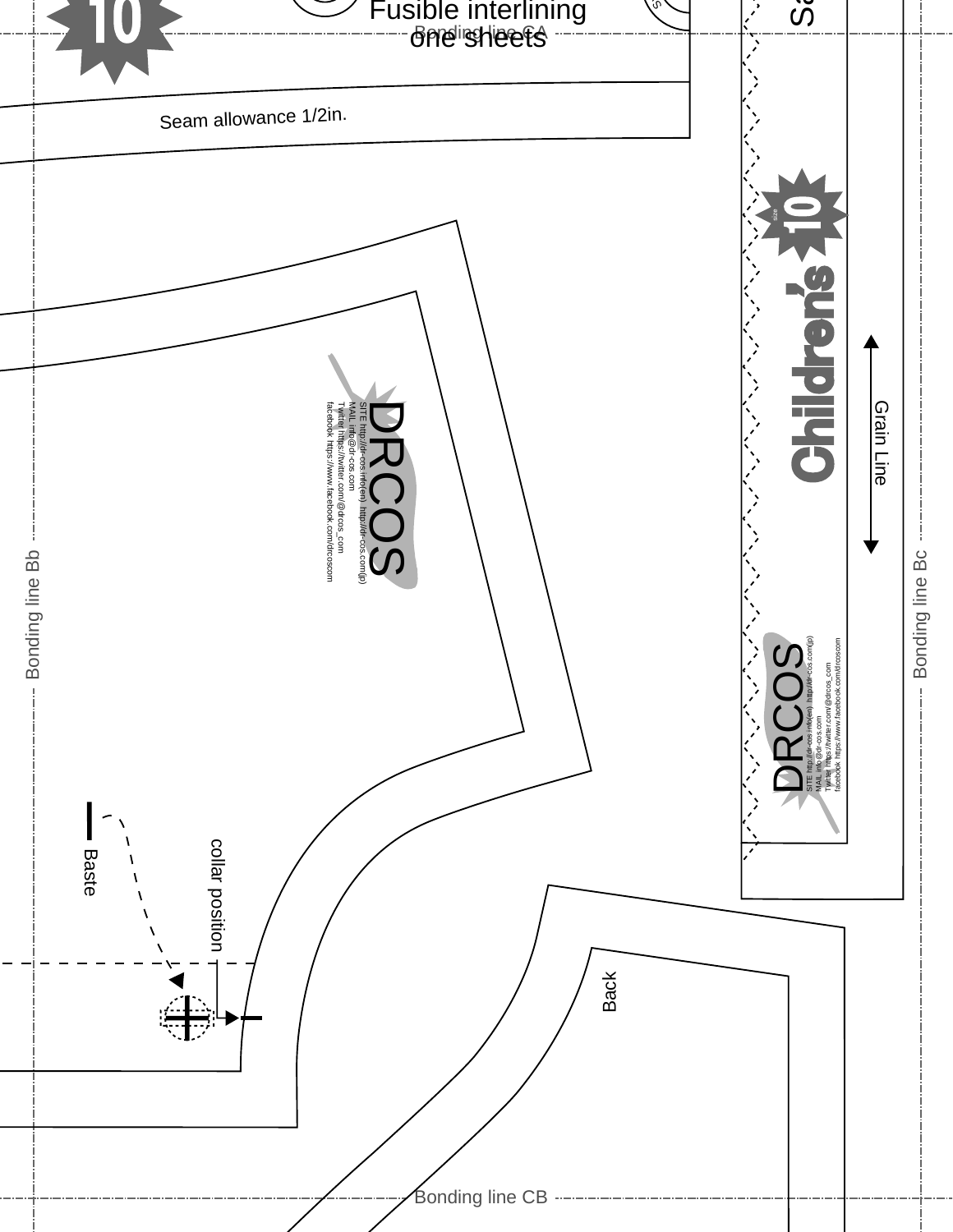Fusible interlining
one sheets

Bonding line CA

Seam allowance 1/2in.

DRCOS
SITE http://dr-cos.info(en) http://dr-cos.com(jp)
MAIL info@dr-cos.com
Twitter https://twitter.com/@drcos_com
facebook https://www.facebook.com/drcoscom

Bonding line Bb

size 10

Children's

Grain Line

DRCOS
SITE http://dr-cos.info(en) http://dr-cos.com(jp)
MAIL info@dr-cos.com
Twitter https://twitter.com/@drcos_com
facebook https://www.facebook.com/drcoscom

Bonding line Bc

Baste

collar position

Back

Bonding line CB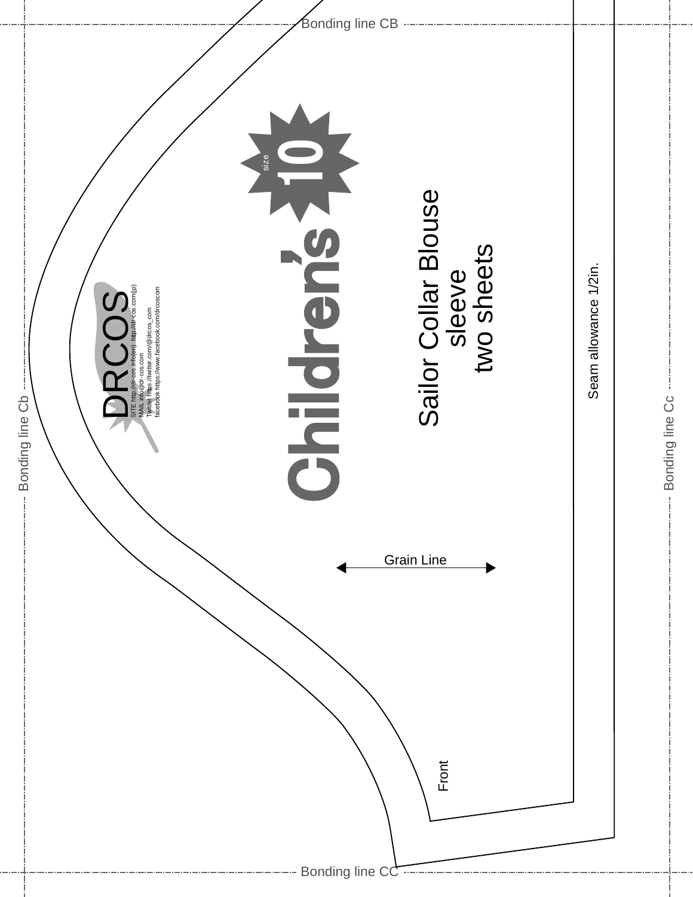Bonding line CB

size 10

Children's

Sailor Collar Blouse
sleeve
two sheets

DRCOS

SITE http://dr-cos.info(en) http://dr-cos.com(jp)
MAIL info@dr-cos.com
Twitter https://twitter.com/@drcos_com
facebook https://www.facebook.com/drcoscom

Seam allowance 1/2in.

Bonding line Cb

Bonding line Cc

Grain Line

Front

Bonding line CC